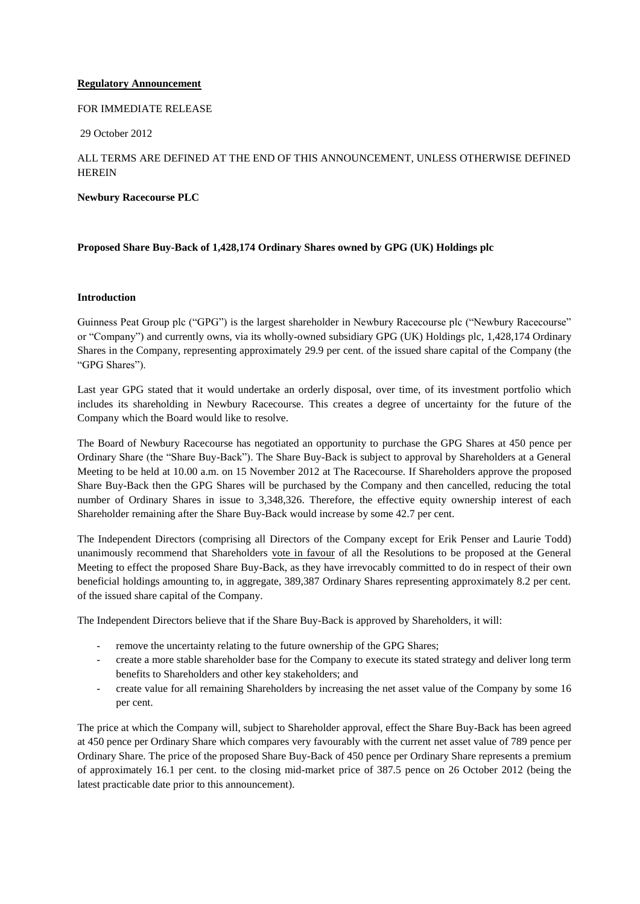**Regulatory Announcement**

FOR IMMEDIATE RELEASE

29 October 2012

ALL TERMS ARE DEFINED AT THE END OF THIS ANNOUNCEMENT, UNLESS OTHERWISE DEFINED HEREIN

**Newbury Racecourse PLC**

**Proposed Share Buy-Back of 1,428,174 Ordinary Shares owned by GPG (UK) Holdings plc**

**Introduction**

Guinness Peat Group plc ("GPG") is the largest shareholder in Newbury Racecourse plc ("Newbury Racecourse" or "Company") and currently owns, via its wholly-owned subsidiary GPG (UK) Holdings plc, 1,428,174 Ordinary Shares in the Company, representing approximately 29.9 per cent. of the issued share capital of the Company (the "GPG Shares").

Last year GPG stated that it would undertake an orderly disposal, over time, of its investment portfolio which includes its shareholding in Newbury Racecourse. This creates a degree of uncertainty for the future of the Company which the Board would like to resolve.

The Board of Newbury Racecourse has negotiated an opportunity to purchase the GPG Shares at 450 pence per Ordinary Share (the "Share Buy-Back"). The Share Buy-Back is subject to approval by Shareholders at a General Meeting to be held at 10.00 a.m. on 15 November 2012 at The Racecourse. If Shareholders approve the proposed Share Buy-Back then the GPG Shares will be purchased by the Company and then cancelled, reducing the total number of Ordinary Shares in issue to 3,348,326. Therefore, the effective equity ownership interest of each Shareholder remaining after the Share Buy-Back would increase by some 42.7 per cent.

The Independent Directors (comprising all Directors of the Company except for Erik Penser and Laurie Todd) unanimously recommend that Shareholders vote in favour of all the Resolutions to be proposed at the General Meeting to effect the proposed Share Buy-Back, as they have irrevocably committed to do in respect of their own beneficial holdings amounting to, in aggregate, 389,387 Ordinary Shares representing approximately 8.2 per cent. of the issued share capital of the Company.

The Independent Directors believe that if the Share Buy-Back is approved by Shareholders, it will:

- remove the uncertainty relating to the future ownership of the GPG Shares;
- create a more stable shareholder base for the Company to execute its stated strategy and deliver long term benefits to Shareholders and other key stakeholders; and
- create value for all remaining Shareholders by increasing the net asset value of the Company by some 16 per cent.

The price at which the Company will, subject to Shareholder approval, effect the Share Buy-Back has been agreed at 450 pence per Ordinary Share which compares very favourably with the current net asset value of 789 pence per Ordinary Share. The price of the proposed Share Buy-Back of 450 pence per Ordinary Share represents a premium of approximately 16.1 per cent. to the closing mid-market price of 387.5 pence on 26 October 2012 (being the latest practicable date prior to this announcement).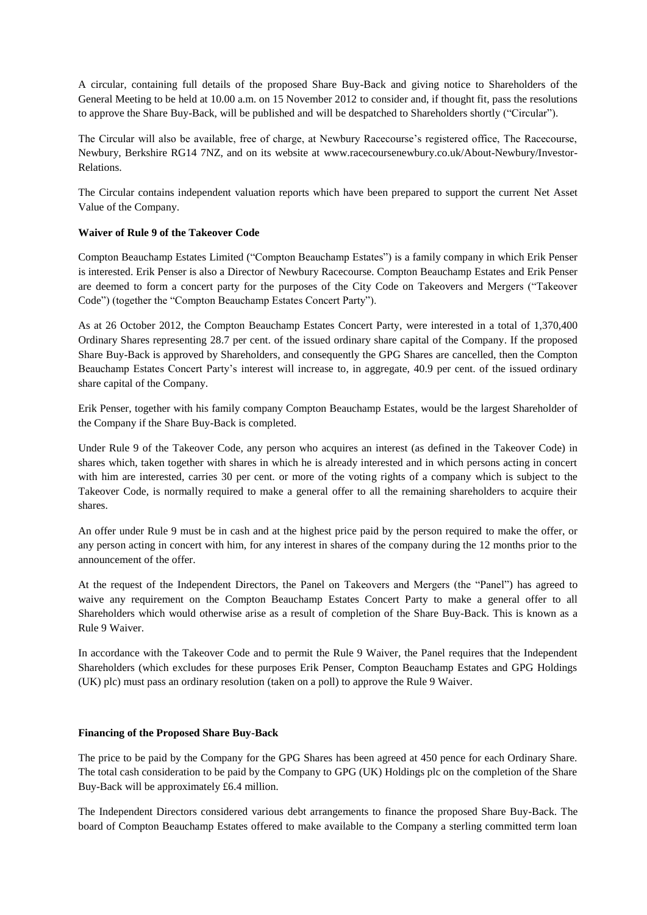A circular, containing full details of the proposed Share Buy-Back and giving notice to Shareholders of the General Meeting to be held at 10.00 a.m. on 15 November 2012 to consider and, if thought fit, pass the resolutions to approve the Share Buy-Back, will be published and will be despatched to Shareholders shortly ("Circular").

The Circular will also be available, free of charge, at Newbury Racecourse's registered office, The Racecourse, Newbury, Berkshire RG14 7NZ, and on its website at www.racecoursenewbury.co.uk/About-Newbury/Investor-Relations.

The Circular contains independent valuation reports which have been prepared to support the current Net Asset Value of the Company.

**Waiver of Rule 9 of the Takeover Code**

Compton Beauchamp Estates Limited ("Compton Beauchamp Estates") is a family company in which Erik Penser is interested. Erik Penser is also a Director of Newbury Racecourse. Compton Beauchamp Estates and Erik Penser are deemed to form a concert party for the purposes of the City Code on Takeovers and Mergers ("Takeover Code") (together the "Compton Beauchamp Estates Concert Party").

As at 26 October 2012, the Compton Beauchamp Estates Concert Party, were interested in a total of 1,370,400 Ordinary Shares representing 28.7 per cent. of the issued ordinary share capital of the Company. If the proposed Share Buy-Back is approved by Shareholders, and consequently the GPG Shares are cancelled, then the Compton Beauchamp Estates Concert Party's interest will increase to, in aggregate, 40.9 per cent. of the issued ordinary share capital of the Company.

Erik Penser, together with his family company Compton Beauchamp Estates, would be the largest Shareholder of the Company if the Share Buy-Back is completed.

Under Rule 9 of the Takeover Code, any person who acquires an interest (as defined in the Takeover Code) in shares which, taken together with shares in which he is already interested and in which persons acting in concert with him are interested, carries 30 per cent. or more of the voting rights of a company which is subject to the Takeover Code, is normally required to make a general offer to all the remaining shareholders to acquire their shares.

An offer under Rule 9 must be in cash and at the highest price paid by the person required to make the offer, or any person acting in concert with him, for any interest in shares of the company during the 12 months prior to the announcement of the offer.

At the request of the Independent Directors, the Panel on Takeovers and Mergers (the "Panel") has agreed to waive any requirement on the Compton Beauchamp Estates Concert Party to make a general offer to all Shareholders which would otherwise arise as a result of completion of the Share Buy-Back. This is known as a Rule 9 Waiver.

In accordance with the Takeover Code and to permit the Rule 9 Waiver, the Panel requires that the Independent Shareholders (which excludes for these purposes Erik Penser, Compton Beauchamp Estates and GPG Holdings (UK) plc) must pass an ordinary resolution (taken on a poll) to approve the Rule 9 Waiver.

**Financing of the Proposed Share Buy-Back**

The price to be paid by the Company for the GPG Shares has been agreed at 450 pence for each Ordinary Share. The total cash consideration to be paid by the Company to GPG (UK) Holdings plc on the completion of the Share Buy-Back will be approximately £6.4 million.

The Independent Directors considered various debt arrangements to finance the proposed Share Buy-Back. The board of Compton Beauchamp Estates offered to make available to the Company a sterling committed term loan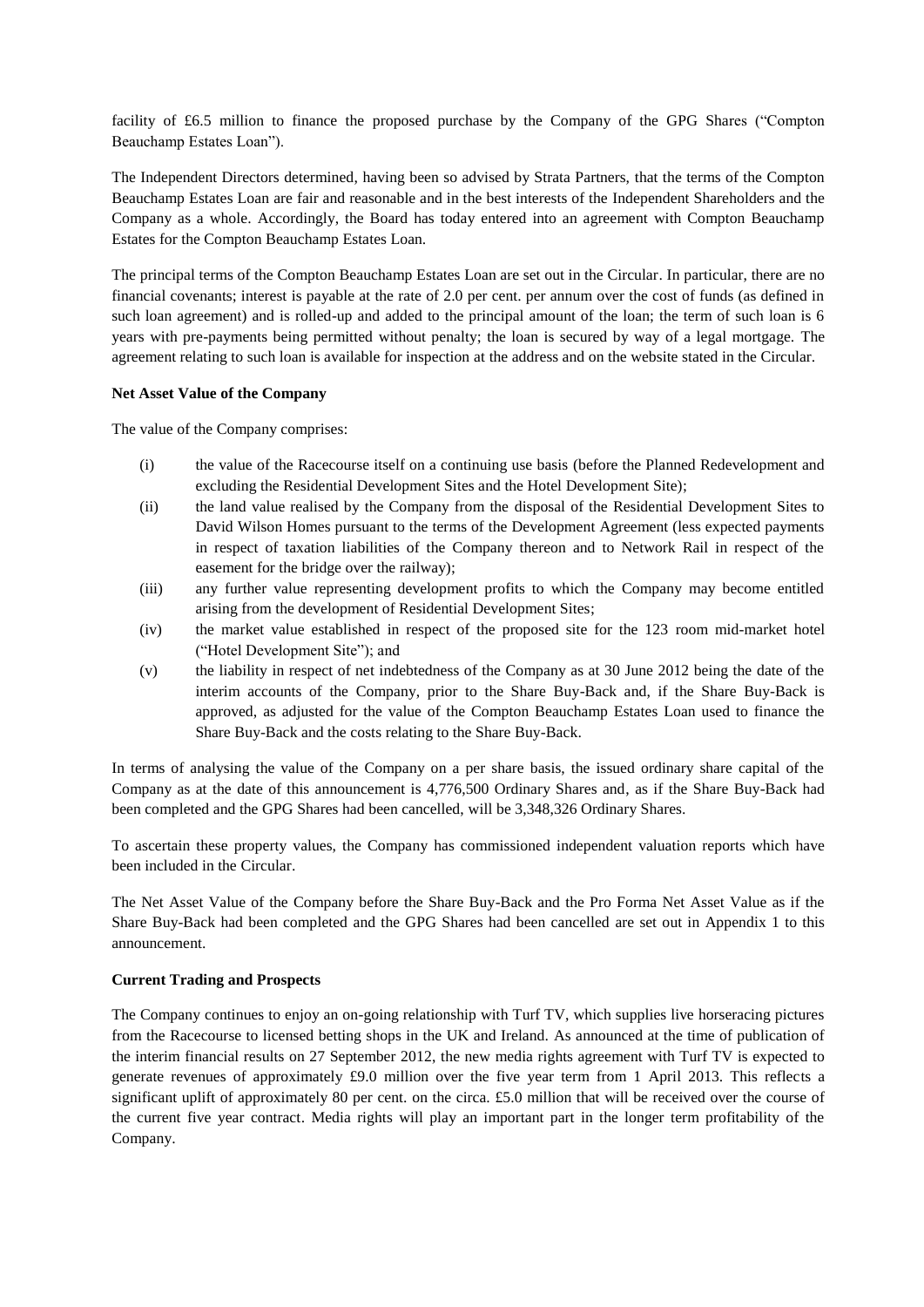facility of £6.5 million to finance the proposed purchase by the Company of the GPG Shares ("Compton Beauchamp Estates Loan").

The Independent Directors determined, having been so advised by Strata Partners, that the terms of the Compton Beauchamp Estates Loan are fair and reasonable and in the best interests of the Independent Shareholders and the Company as a whole. Accordingly, the Board has today entered into an agreement with Compton Beauchamp Estates for the Compton Beauchamp Estates Loan.

The principal terms of the Compton Beauchamp Estates Loan are set out in the Circular. In particular, there are no financial covenants; interest is payable at the rate of 2.0 per cent. per annum over the cost of funds (as defined in such loan agreement) and is rolled-up and added to the principal amount of the loan; the term of such loan is 6 years with pre-payments being permitted without penalty; the loan is secured by way of a legal mortgage. The agreement relating to such loan is available for inspection at the address and on the website stated in the Circular.

**Net Asset Value of the Company**

The value of the Company comprises:

(i) the value of the Racecourse itself on a continuing use basis (before the Planned Redevelopment and excluding the Residential Development Sites and the Hotel Development Site);

(ii) the land value realised by the Company from the disposal of the Residential Development Sites to David Wilson Homes pursuant to the terms of the Development Agreement (less expected payments in respect of taxation liabilities of the Company thereon and to Network Rail in respect of the easement for the bridge over the railway);

(iii) any further value representing development profits to which the Company may become entitled arising from the development of Residential Development Sites;

(iv) the market value established in respect of the proposed site for the 123 room mid-market hotel ("Hotel Development Site"); and

(v) the liability in respect of net indebtedness of the Company as at 30 June 2012 being the date of the interim accounts of the Company, prior to the Share Buy-Back and, if the Share Buy-Back is approved, as adjusted for the value of the Compton Beauchamp Estates Loan used to finance the Share Buy-Back and the costs relating to the Share Buy-Back.

In terms of analysing the value of the Company on a per share basis, the issued ordinary share capital of the Company as at the date of this announcement is 4,776,500 Ordinary Shares and, as if the Share Buy-Back had been completed and the GPG Shares had been cancelled, will be 3,348,326 Ordinary Shares.

To ascertain these property values, the Company has commissioned independent valuation reports which have been included in the Circular.

The Net Asset Value of the Company before the Share Buy-Back and the Pro Forma Net Asset Value as if the Share Buy-Back had been completed and the GPG Shares had been cancelled are set out in Appendix 1 to this announcement.

**Current Trading and Prospects**

The Company continues to enjoy an on-going relationship with Turf TV, which supplies live horseracing pictures from the Racecourse to licensed betting shops in the UK and Ireland. As announced at the time of publication of the interim financial results on 27 September 2012, the new media rights agreement with Turf TV is expected to generate revenues of approximately £9.0 million over the five year term from 1 April 2013. This reflects a significant uplift of approximately 80 per cent. on the circa. £5.0 million that will be received over the course of the current five year contract. Media rights will play an important part in the longer term profitability of the Company.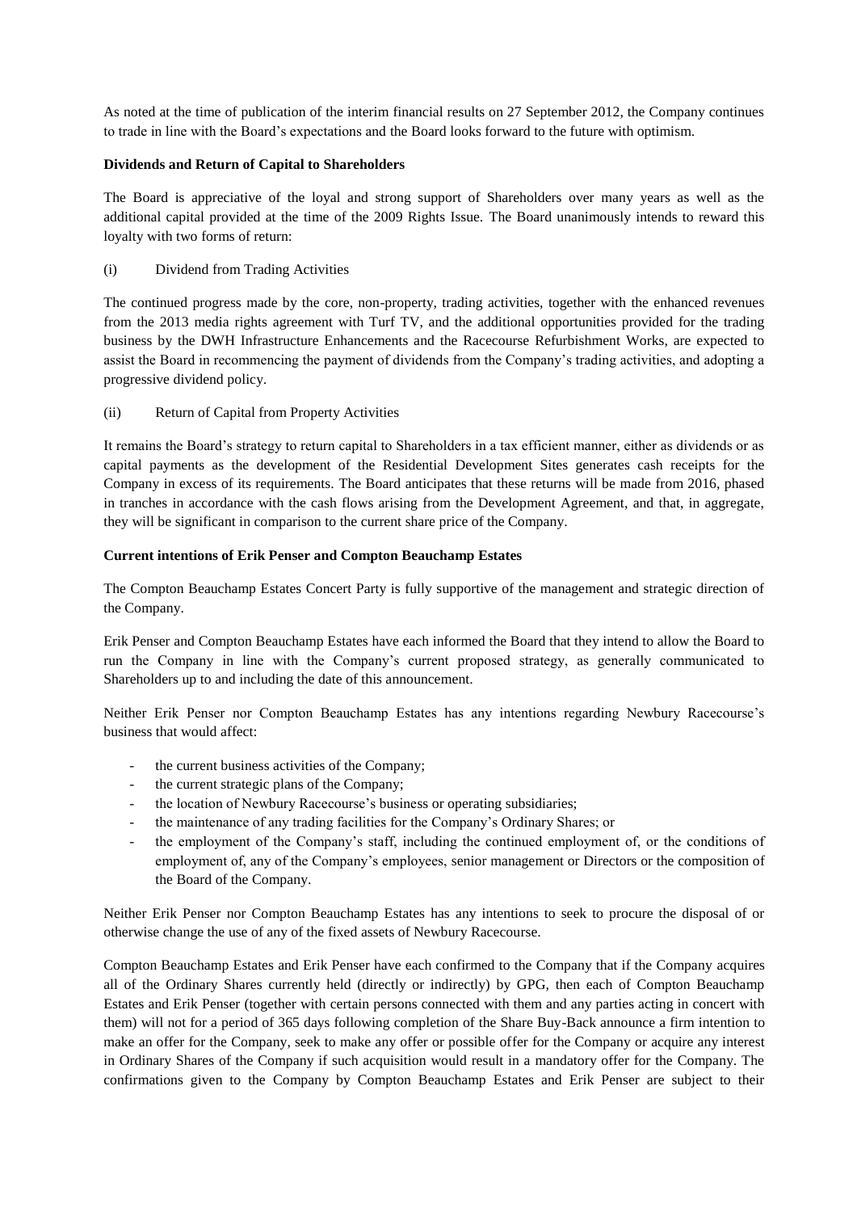As noted at the time of publication of the interim financial results on 27 September 2012, the Company continues to trade in line with the Board's expectations and the Board looks forward to the future with optimism.

**Dividends and Return of Capital to Shareholders**

The Board is appreciative of the loyal and strong support of Shareholders over many years as well as the additional capital provided at the time of the 2009 Rights Issue. The Board unanimously intends to reward this loyalty with two forms of return:

(i) Dividend from Trading Activities

The continued progress made by the core, non-property, trading activities, together with the enhanced revenues from the 2013 media rights agreement with Turf TV, and the additional opportunities provided for the trading business by the DWH Infrastructure Enhancements and the Racecourse Refurbishment Works, are expected to assist the Board in recommencing the payment of dividends from the Company's trading activities, and adopting a progressive dividend policy.

(ii) Return of Capital from Property Activities

It remains the Board's strategy to return capital to Shareholders in a tax efficient manner, either as dividends or as capital payments as the development of the Residential Development Sites generates cash receipts for the Company in excess of its requirements. The Board anticipates that these returns will be made from 2016, phased in tranches in accordance with the cash flows arising from the Development Agreement, and that, in aggregate, they will be significant in comparison to the current share price of the Company.

**Current intentions of Erik Penser and Compton Beauchamp Estates**

The Compton Beauchamp Estates Concert Party is fully supportive of the management and strategic direction of the Company.

Erik Penser and Compton Beauchamp Estates have each informed the Board that they intend to allow the Board to run the Company in line with the Company's current proposed strategy, as generally communicated to Shareholders up to and including the date of this announcement.

Neither Erik Penser nor Compton Beauchamp Estates has any intentions regarding Newbury Racecourse's business that would affect:

- the current business activities of the Company;
- the current strategic plans of the Company;
- the location of Newbury Racecourse's business or operating subsidiaries;
- the maintenance of any trading facilities for the Company's Ordinary Shares; or
- the employment of the Company's staff, including the continued employment of, or the conditions of employment of, any of the Company's employees, senior management or Directors or the composition of the Board of the Company.

Neither Erik Penser nor Compton Beauchamp Estates has any intentions to seek to procure the disposal of or otherwise change the use of any of the fixed assets of Newbury Racecourse.

Compton Beauchamp Estates and Erik Penser have each confirmed to the Company that if the Company acquires all of the Ordinary Shares currently held (directly or indirectly) by GPG, then each of Compton Beauchamp Estates and Erik Penser (together with certain persons connected with them and any parties acting in concert with them) will not for a period of 365 days following completion of the Share Buy-Back announce a firm intention to make an offer for the Company, seek to make any offer or possible offer for the Company or acquire any interest in Ordinary Shares of the Company if such acquisition would result in a mandatory offer for the Company. The confirmations given to the Company by Compton Beauchamp Estates and Erik Penser are subject to their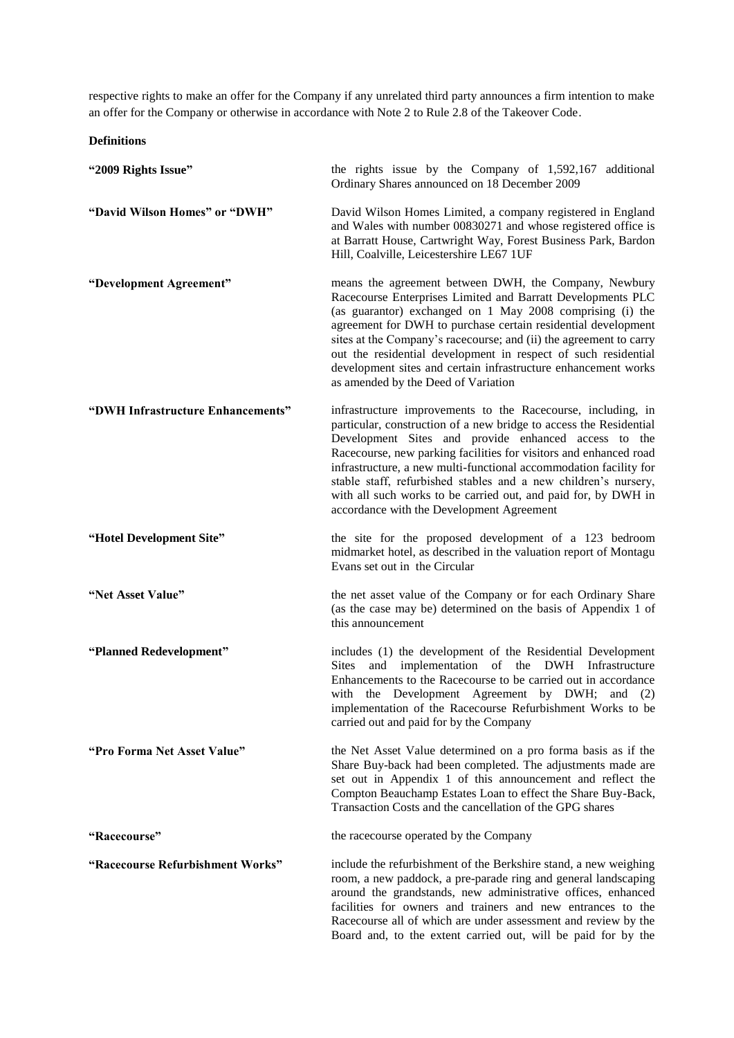respective rights to make an offer for the Company if any unrelated third party announces a firm intention to make an offer for the Company or otherwise in accordance with Note 2 to Rule 2.8 of the Takeover Code.

**Definitions**

| | |
|---|---|
| **"2009 Rights Issue"** | the rights issue by the Company of 1,592,167 additional Ordinary Shares announced on 18 December 2009 |
| **"David Wilson Homes" or "DWH"** | David Wilson Homes Limited, a company registered in England and Wales with number 00830271 and whose registered office is at Barratt House, Cartwright Way, Forest Business Park, Bardon Hill, Coalville, Leicestershire LE67 1UF |
| **"Development Agreement"** | means the agreement between DWH, the Company, Newbury Racecourse Enterprises Limited and Barratt Developments PLC (as guarantor) exchanged on 1 May 2008 comprising (i) the agreement for DWH to purchase certain residential development sites at the Company's racecourse; and (ii) the agreement to carry out the residential development in respect of such residential development sites and certain infrastructure enhancement works as amended by the Deed of Variation |
| **"DWH Infrastructure Enhancements"** | infrastructure improvements to the Racecourse, including, in particular, construction of a new bridge to access the Residential Development Sites and provide enhanced access to the Racecourse, new parking facilities for visitors and enhanced road infrastructure, a new multi-functional accommodation facility for stable staff, refurbished stables and a new children's nursery, with all such works to be carried out, and paid for, by DWH in accordance with the Development Agreement |
| **"Hotel Development Site"** | the site for the proposed development of a 123 bedroom midmarket hotel, as described in the valuation report of Montagu Evans set out in the Circular |
| **"Net Asset Value"** | the net asset value of the Company or for each Ordinary Share (as the case may be) determined on the basis of Appendix 1 of this announcement |
| **"Planned Redevelopment"** | includes (1) the development of the Residential Development Sites and implementation of the DWH Infrastructure Enhancements to the Racecourse to be carried out in accordance with the Development Agreement by DWH; and (2) implementation of the Racecourse Refurbishment Works to be carried out and paid for by the Company |
| **"Pro Forma Net Asset Value"** | the Net Asset Value determined on a pro forma basis as if the Share Buy-back had been completed. The adjustments made are set out in Appendix 1 of this announcement and reflect the Compton Beauchamp Estates Loan to effect the Share Buy-Back, Transaction Costs and the cancellation of the GPG shares |
| **"Racecourse"** | the racecourse operated by the Company |
| **"Racecourse Refurbishment Works"** | include the refurbishment of the Berkshire stand, a new weighing room, a new paddock, a pre-parade ring and general landscaping around the grandstands, new administrative offices, enhanced facilities for owners and trainers and new entrances to the Racecourse all of which are under assessment and review by the Board and, to the extent carried out, will be paid for by the |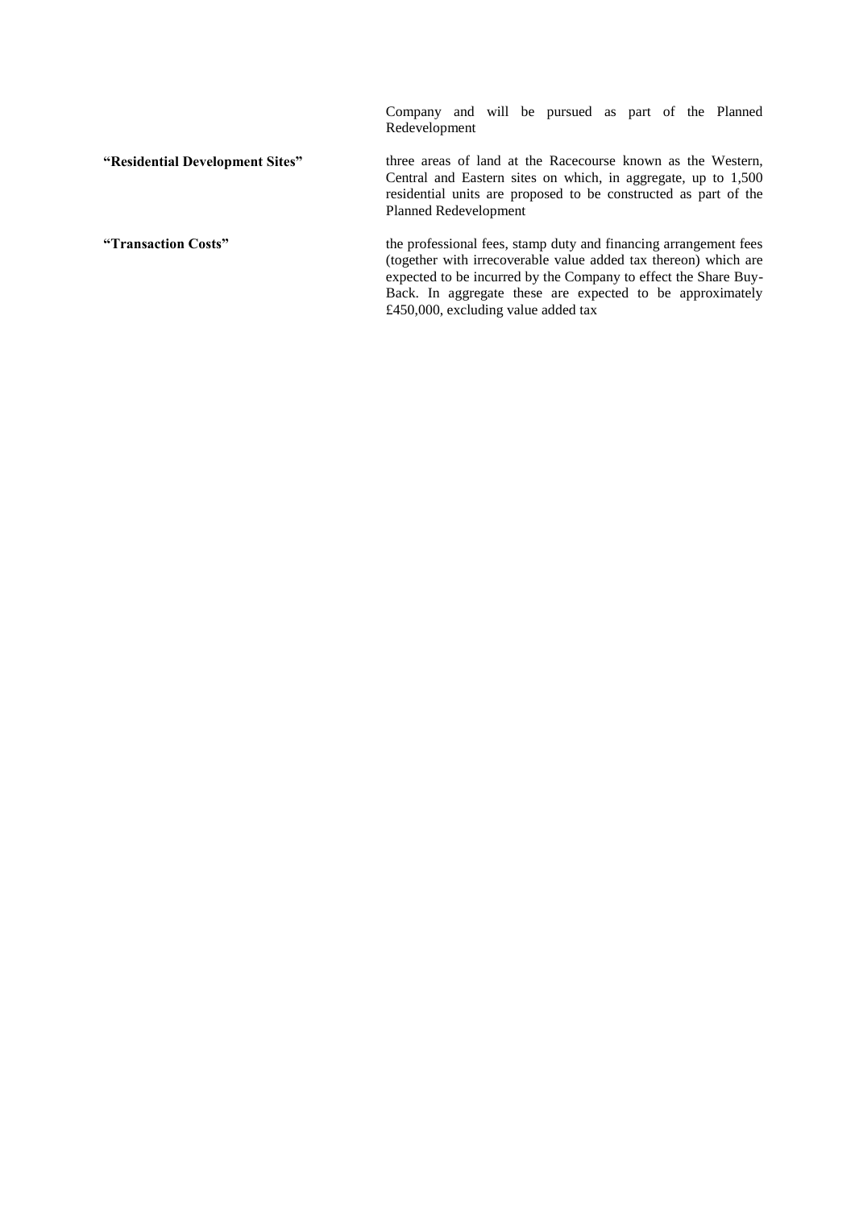| | |
|---|---|
| | Company and will be pursued as part of the Planned Redevelopment |
| **"Residential Development Sites"** | three areas of land at the Racecourse known as the Western, Central and Eastern sites on which, in aggregate, up to 1,500 residential units are proposed to be constructed as part of the Planned Redevelopment |
| **"Transaction Costs"** | the professional fees, stamp duty and financing arrangement fees (together with irrecoverable value added tax thereon) which are expected to be incurred by the Company to effect the Share Buy-Back. In aggregate these are expected to be approximately £450,000, excluding value added tax |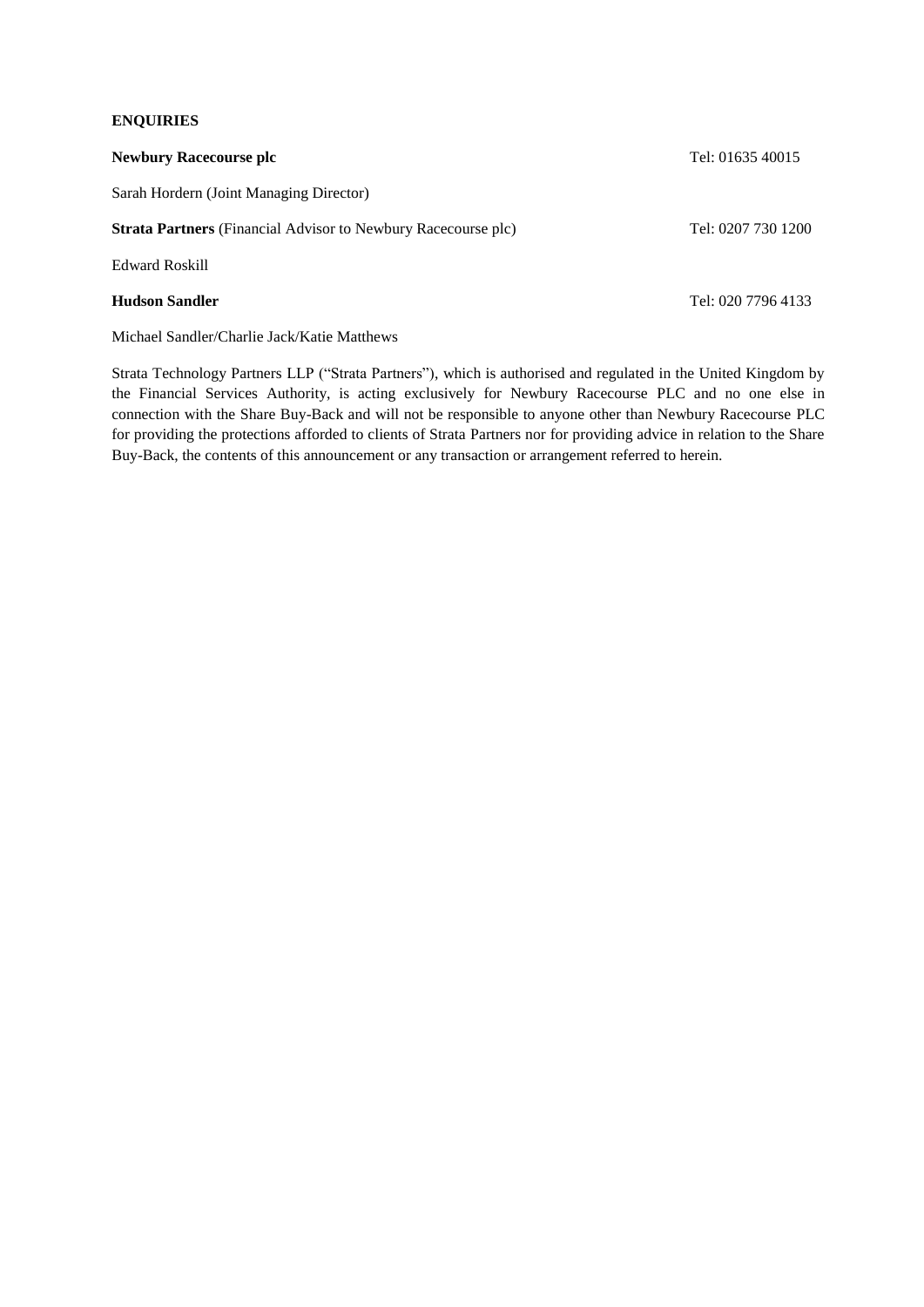**ENQUIRIES**

**Newbury Racecourse plc** Tel: 01635 40015

Sarah Hordern (Joint Managing Director)

**Strata Partners** (Financial Advisor to Newbury Racecourse plc) Tel: 0207 730 1200

Edward Roskill

**Hudson Sandler** Tel: 020 7796 4133

Michael Sandler/Charlie Jack/Katie Matthews

Strata Technology Partners LLP ("Strata Partners"), which is authorised and regulated in the United Kingdom by the Financial Services Authority, is acting exclusively for Newbury Racecourse PLC and no one else in connection with the Share Buy-Back and will not be responsible to anyone other than Newbury Racecourse PLC for providing the protections afforded to clients of Strata Partners nor for providing advice in relation to the Share Buy-Back, the contents of this announcement or any transaction or arrangement referred to herein.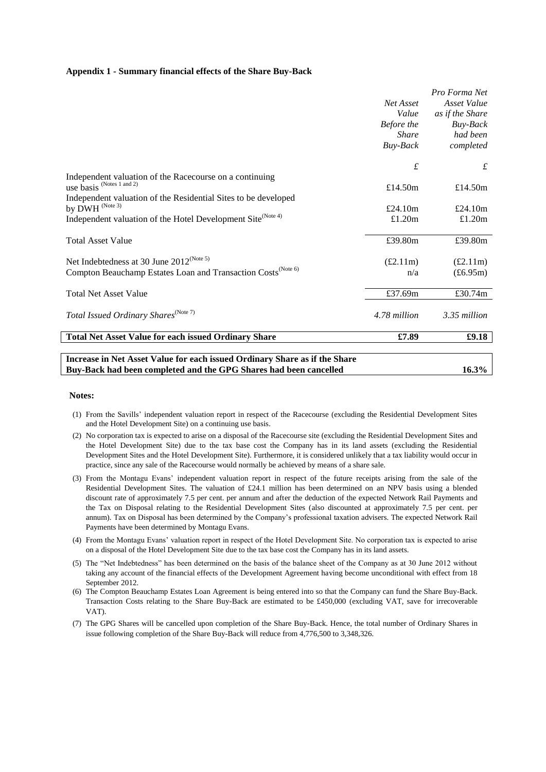**Appendix 1 - Summary financial effects of the Share Buy-Back**

| | *Net Asset Value Before the Share Buy-Back* | *Pro Forma Net Asset Value as if the Share Buy-Back had been completed* |
|---|---|---|
| | £ | £ |
| Independent valuation of the Racecourse on a continuing use basis (Notes 1 and 2) | £14.50m | £14.50m |
| Independent valuation of the Residential Sites to be developed by DWH (Note 3) | £24.10m | £24.10m |
| Independent valuation of the Hotel Development Site (Note 4) | £1.20m | £1.20m |
| Total Asset Value | £39.80m | £39.80m |
| Net Indebtedness at 30 June 2012 (Note 5) | (£2.11m) | (£2.11m) |
| Compton Beauchamp Estates Loan and Transaction Costs (Note 6) | n/a | (£6.95m) |
| Total Net Asset Value | £37.69m | £30.74m |
| *Total Issued Ordinary Shares* (Note 7) | *4.78 million* | *3.35 million* |
| **Total Net Asset Value for each issued Ordinary Share** | **£7.89** | **£9.18** |
| **Increase in Net Asset Value for each issued Ordinary Share as if the Share Buy-Back had been completed and the GPG Shares had been cancelled** | | **16.3%** |

**Notes:**

(1) From the Savills' independent valuation report in respect of the Racecourse (excluding the Residential Development Sites and the Hotel Development Site) on a continuing use basis.

(2) No corporation tax is expected to arise on a disposal of the Racecourse site (excluding the Residential Development Sites and the Hotel Development Site) due to the tax base cost the Company has in its land assets (excluding the Residential Development Sites and the Hotel Development Site). Furthermore, it is considered unlikely that a tax liability would occur in practice, since any sale of the Racecourse would normally be achieved by means of a share sale.

(3) From the Montagu Evans' independent valuation report in respect of the future receipts arising from the sale of the Residential Development Sites. The valuation of £24.1 million has been determined on an NPV basis using a blended discount rate of approximately 7.5 per cent. per annum and after the deduction of the expected Network Rail Payments and the Tax on Disposal relating to the Residential Development Sites (also discounted at approximately 7.5 per cent. per annum). Tax on Disposal has been determined by the Company's professional taxation advisers. The expected Network Rail Payments have been determined by Montagu Evans.

(4) From the Montagu Evans' valuation report in respect of the Hotel Development Site. No corporation tax is expected to arise on a disposal of the Hotel Development Site due to the tax base cost the Company has in its land assets.

(5) The "Net Indebtedness" has been determined on the basis of the balance sheet of the Company as at 30 June 2012 without taking any account of the financial effects of the Development Agreement having become unconditional with effect from 18 September 2012.

(6) The Compton Beauchamp Estates Loan Agreement is being entered into so that the Company can fund the Share Buy-Back. Transaction Costs relating to the Share Buy-Back are estimated to be £450,000 (excluding VAT, save for irrecoverable VAT).

(7) The GPG Shares will be cancelled upon completion of the Share Buy-Back. Hence, the total number of Ordinary Shares in issue following completion of the Share Buy-Back will reduce from 4,776,500 to 3,348,326.